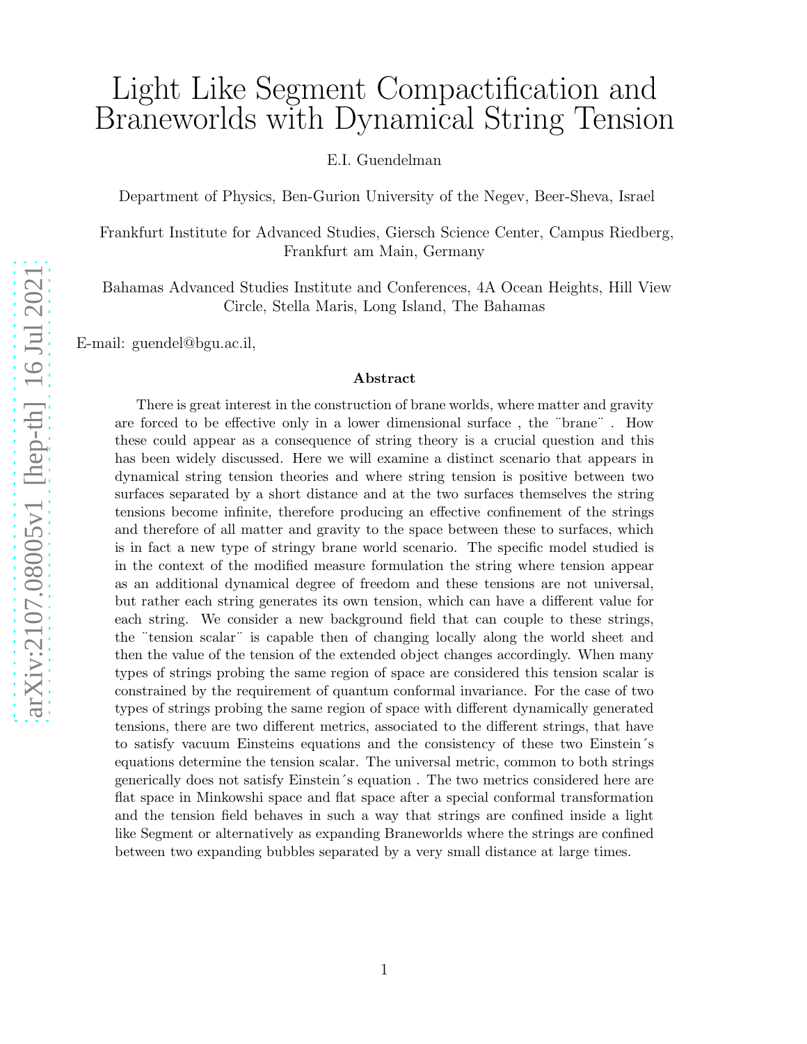# Light Like Segment Compactification and Braneworlds with Dynamical String Tension

E.I. Guendelman

Department of Physics, Ben-Gurion University of the Negev, Beer-Sheva, Israel

Frankfurt Institute for Advanced Studies, Giersch Science Center, Campus Riedberg, Frankfurt am Main, Germany

Bahamas Advanced Studies Institute and Conferences, 4A Ocean Heights, Hill View Circle, Stella Maris, Long Island, The Bahamas

E-mail: guendel@bgu.ac.il,

**Abstract**

There is great interest in the construction of brane worlds, where matter and gravity are forced to be effective only in a lower dimensional surface , the ¨brane¨ . How these could appear as a consequence of string theory is a crucial question and this has been widely discussed. Here we will examine a distinct scenario that appears in dynamical string tension theories and where string tension is positive between two surfaces separated by a short distance and at the two surfaces themselves the string tensions become infinite, therefore producing an effective confinement of the strings and therefore of all matter and gravity to the space between these to surfaces, which is in fact a new type of stringy brane world scenario. The specific model studied is in the context of the modified measure formulation the string where tension appear as an additional dynamical degree of freedom and these tensions are not universal, but rather each string generates its own tension, which can have a different value for each string. We consider a new background field that can couple to these strings, the ¨tension scalar¨ is capable then of changing locally along the world sheet and then the value of the tension of the extended object changes accordingly. When many types of strings probing the same region of space are considered this tension scalar is constrained by the requirement of quantum conformal invariance. For the case of two types of strings probing the same region of space with different dynamically generated tensions, there are two different metrics, associated to the different strings, that have to satisfy vacuum Einsteins equations and the consistency of these two Einstein´s equations determine the tension scalar. The universal metric, common to both strings generically does not satisfy Einstein´s equation . The two metrics considered here are flat space in Minkowshi space and flat space after a special conformal transformation and the tension field behaves in such a way that strings are confined inside a light like Segment or alternatively as expanding Braneworlds where the strings are confined between two expanding bubbles separated by a very small distance at large times.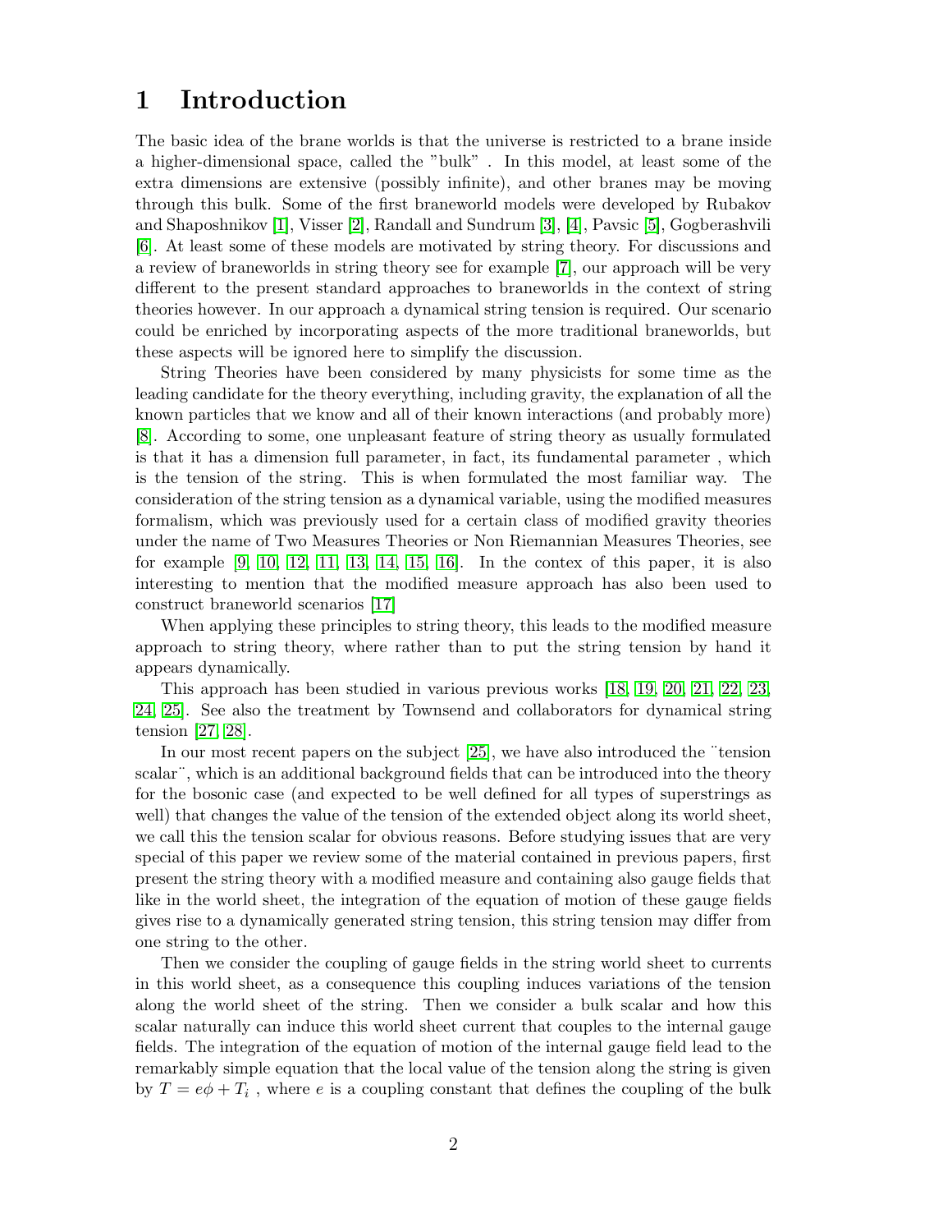# 1 Introduction

The basic idea of the brane worlds is that the universe is restricted to a brane inside a higher-dimensional space, called the "bulk" . In this model, at least some of the extra dimensions are extensive (possibly infinite), and other branes may be moving through this bulk. Some of the first braneworld models were developed by Rubakov and Shaposhnikov [1], Visser [2], Randall and Sundrum [3], [4], Pavsic [5], Gogberashvili [6]. At least some of these models are motivated by string theory. For discussions and a review of braneworlds in string theory see for example [7], our approach will be very different to the present standard approaches to braneworlds in the context of string theories however. In our approach a dynamical string tension is required. Our scenario could be enriched by incorporating aspects of the more traditional braneworlds, but these aspects will be ignored here to simplify the discussion.

String Theories have been considered by many physicists for some time as the leading candidate for the theory everything, including gravity, the explanation of all the known particles that we know and all of their known interactions (and probably more) [8]. According to some, one unpleasant feature of string theory as usually formulated is that it has a dimension full parameter, in fact, its fundamental parameter , which is the tension of the string. This is when formulated the most familiar way. The consideration of the string tension as a dynamical variable, using the modified measures formalism, which was previously used for a certain class of modified gravity theories under the name of Two Measures Theories or Non Riemannian Measures Theories, see for example [9, 10, 12, 11, 13, 14, 15, 16]. In the contex of this paper, it is also interesting to mention that the modified measure approach has also been used to construct braneworld scenarios [17]

When applying these principles to string theory, this leads to the modified measure approach to string theory, where rather than to put the string tension by hand it appears dynamically.

This approach has been studied in various previous works [18, 19, 20, 21, 22, 23, 24, 25]. See also the treatment by Townsend and collaborators for dynamical string tension [27, 28].

In our most recent papers on the subject [25], we have also introduced the ¨tension scalar¨, which is an additional background fields that can be introduced into the theory for the bosonic case (and expected to be well defined for all types of superstrings as well) that changes the value of the tension of the extended object along its world sheet, we call this the tension scalar for obvious reasons. Before studying issues that are very special of this paper we review some of the material contained in previous papers, first present the string theory with a modified measure and containing also gauge fields that like in the world sheet, the integration of the equation of motion of these gauge fields gives rise to a dynamically generated string tension, this string tension may differ from one string to the other.

Then we consider the coupling of gauge fields in the string world sheet to currents in this world sheet, as a consequence this coupling induces variations of the tension along the world sheet of the string. Then we consider a bulk scalar and how this scalar naturally can induce this world sheet current that couples to the internal gauge fields. The integration of the equation of motion of the internal gauge field lead to the remarkably simple equation that the local value of the tension along the string is given by $T = e\phi + T_i$ , where $e$ is a coupling constant that defines the coupling of the bulk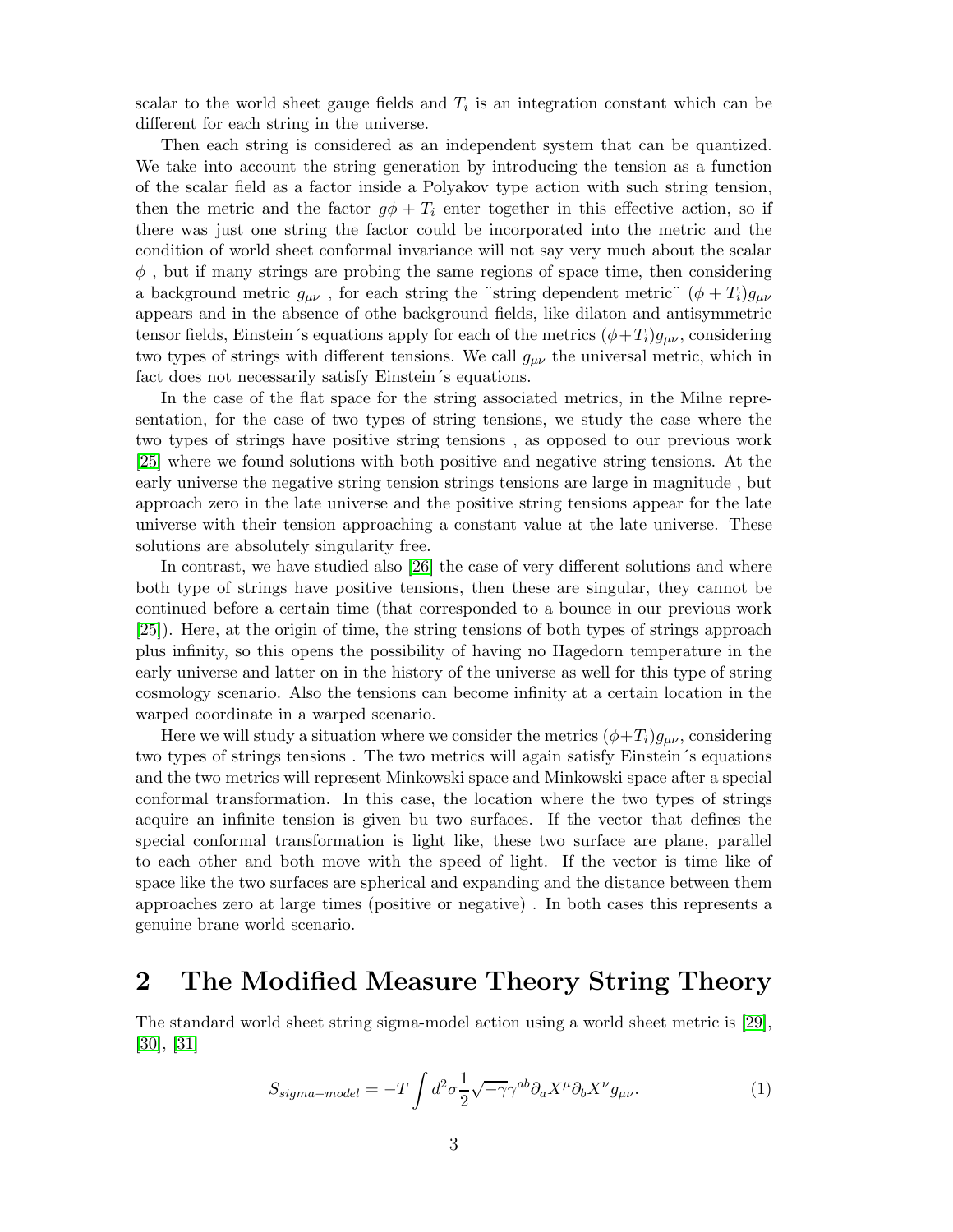scalar to the world sheet gauge fields and $T_i$ is an integration constant which can be different for each string in the universe.

Then each string is considered as an independent system that can be quantized. We take into account the string generation by introducing the tension as a function of the scalar field as a factor inside a Polyakov type action with such string tension, then the metric and the factor $g\phi + T_i$ enter together in this effective action, so if there was just one string the factor could be incorporated into the metric and the condition of world sheet conformal invariance will not say very much about the scalar $\phi$ , but if many strings are probing the same regions of space time, then considering a background metric $g_{\mu\nu}$ , for each string the ¨string dependent metric¨ $(\phi + T_i)g_{\mu\nu}$ appears and in the absence of othe background fields, like dilaton and antisymmetric tensor fields, Einstein´s equations apply for each of the metrics $(\phi+T_i)g_{\mu\nu}$, considering two types of strings with different tensions. We call $g_{\mu\nu}$ the universal metric, which in fact does not necessarily satisfy Einstein´s equations.

In the case of the flat space for the string associated metrics, in the Milne representation, for the case of two types of string tensions, we study the case where the two types of strings have positive string tensions , as opposed to our previous work [25] where we found solutions with both positive and negative string tensions. At the early universe the negative string tension strings tensions are large in magnitude , but approach zero in the late universe and the positive string tensions appear for the late universe with their tension approaching a constant value at the late universe. These solutions are absolutely singularity free.

In contrast, we have studied also [26] the case of very different solutions and where both type of strings have positive tensions, then these are singular, they cannot be continued before a certain time (that corresponded to a bounce in our previous work [25]). Here, at the origin of time, the string tensions of both types of strings approach plus infinity, so this opens the possibility of having no Hagedorn temperature in the early universe and latter on in the history of the universe as well for this type of string cosmology scenario. Also the tensions can become infinity at a certain location in the warped coordinate in a warped scenario.

Here we will study a situation where we consider the metrics $(\phi+T_i)g_{\mu\nu}$, considering two types of strings tensions . The two metrics will again satisfy Einstein´s equations and the two metrics will represent Minkowski space and Minkowski space after a special conformal transformation. In this case, the location where the two types of strings acquire an infinite tension is given bu two surfaces. If the vector that defines the special conformal transformation is light like, these two surface are plane, parallel to each other and both move with the speed of light. If the vector is time like of space like the two surfaces are spherical and expanding and the distance between them approaches zero at large times (positive or negative) . In both cases this represents a genuine brane world scenario.

## 2 The Modified Measure Theory String Theory

The standard world sheet string sigma-model action using a world sheet metric is [29], [30], [31]

$$S_{sigma-model} = -T \int d^2\sigma \frac{1}{2}\sqrt{-\gamma}\gamma^{ab}\partial_a X^{\mu}\partial_b X^{\nu} g_{\mu\nu}. \tag{1}$$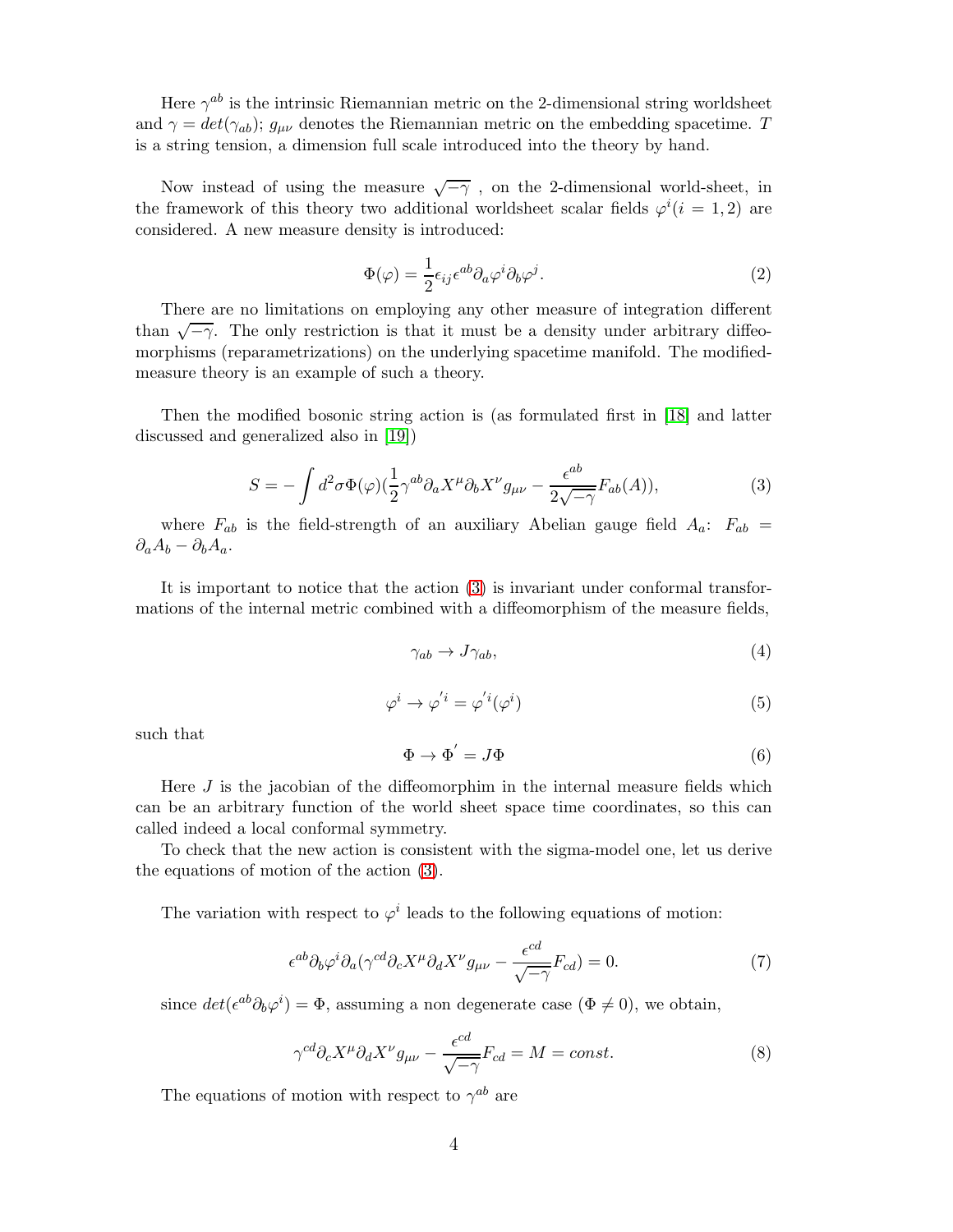Here $\gamma^{ab}$ is the intrinsic Riemannian metric on the 2-dimensional string worldsheet and $\gamma = det(\gamma_{ab})$; $g_{\mu\nu}$ denotes the Riemannian metric on the embedding spacetime. $T$ is a string tension, a dimension full scale introduced into the theory by hand.

Now instead of using the measure $\sqrt{-\gamma}$ , on the 2-dimensional world-sheet, in the framework of this theory two additional worldsheet scalar fields $\varphi^i (i = 1, 2)$ are considered. A new measure density is introduced:

$$\Phi(\varphi) = \frac{1}{2}\epsilon_{ij}\epsilon^{ab}\partial_a\varphi^i\partial_b\varphi^j. \tag{2}$$

There are no limitations on employing any other measure of integration different than $\sqrt{-\gamma}$. The only restriction is that it must be a density under arbitrary diffeomorphisms (reparametrizations) on the underlying spacetime manifold. The modified-measure theory is an example of such a theory.

Then the modified bosonic string action is (as formulated first in [18] and latter discussed and generalized also in [19])

$$S = -\int d^2\sigma\Phi(\varphi)(\frac{1}{2}\gamma^{ab}\partial_a X^\mu\partial_b X^\nu g_{\mu\nu} - \frac{\epsilon^{ab}}{2\sqrt{-\gamma}}F_{ab}(A)), \tag{3}$$

where $F_{ab}$ is the field-strength of an auxiliary Abelian gauge field $A_a$: $F_{ab} = \partial_a A_b - \partial_b A_a$.

It is important to notice that the action (3) is invariant under conformal transformations of the internal metric combined with a diffeomorphism of the measure fields,

$$\gamma_{ab} \rightarrow J\gamma_{ab}, \tag{4}$$

$$\varphi^i \rightarrow \varphi^{'i} = \varphi^{'i}(\varphi^i) \tag{5}$$

such that

$$\Phi \rightarrow \Phi^{'} = J\Phi \tag{6}$$

Here $J$ is the jacobian of the diffeomorphim in the internal measure fields which can be an arbitrary function of the world sheet space time coordinates, so this can called indeed a local conformal symmetry.

To check that the new action is consistent with the sigma-model one, let us derive the equations of motion of the action (3).

The variation with respect to $\varphi^i$ leads to the following equations of motion:

$$\epsilon^{ab}\partial_b\varphi^i\partial_a(\gamma^{cd}\partial_c X^\mu\partial_d X^\nu g_{\mu\nu} - \frac{\epsilon^{cd}}{\sqrt{-\gamma}}F_{cd}) = 0. \tag{7}$$

since $det(\epsilon^{ab}\partial_b\varphi^i) = \Phi$, assuming a non degenerate case ($\Phi \neq 0$), we obtain,

$$\gamma^{cd}\partial_c X^\mu\partial_d X^\nu g_{\mu\nu} - \frac{\epsilon^{cd}}{\sqrt{-\gamma}}F_{cd} = M = const. \tag{8}$$

The equations of motion with respect to $\gamma^{ab}$ are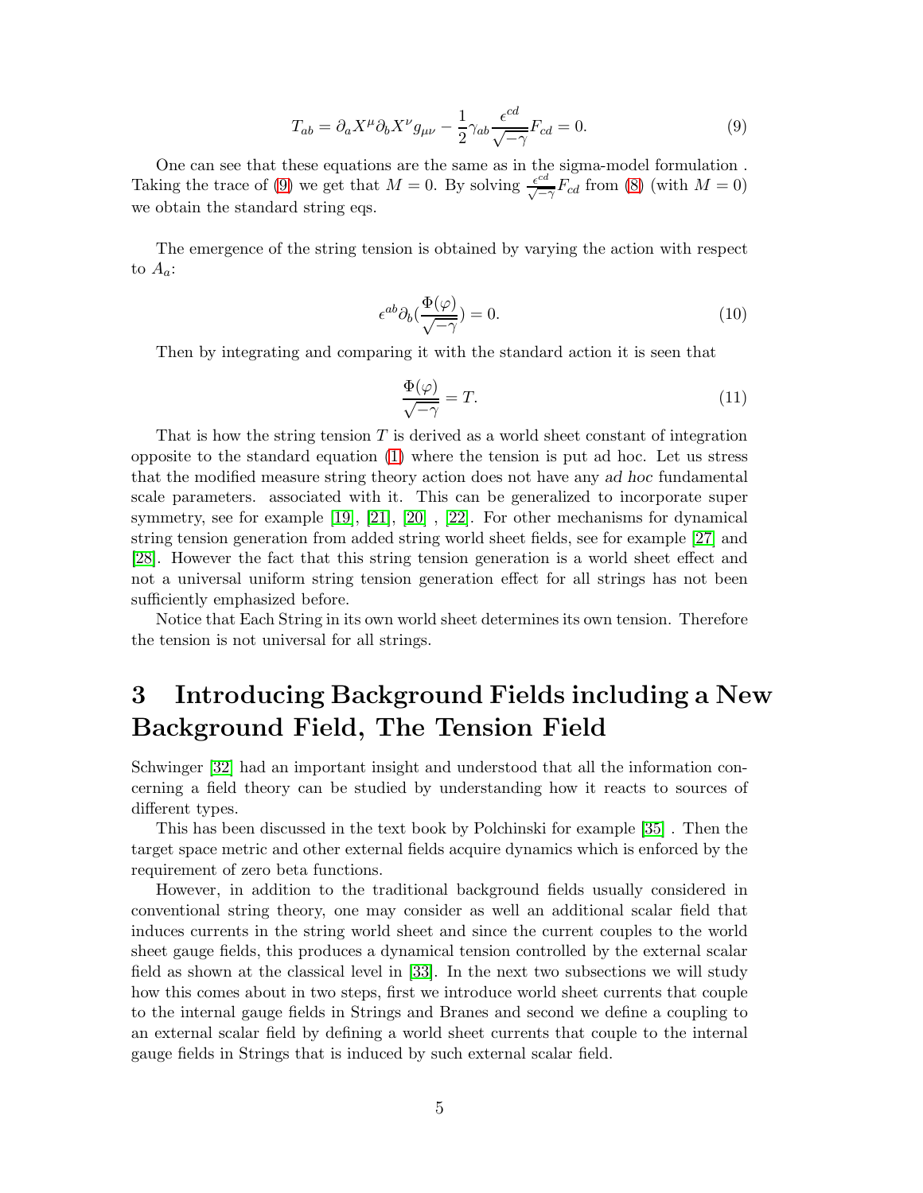$$T_{ab} = \partial_a X^\mu \partial_b X^\nu g_{\mu\nu} - \frac{1}{2}\gamma_{ab}\frac{\epsilon^{cd}}{\sqrt{-\gamma}}F_{cd} = 0. \tag{9}$$

One can see that these equations are the same as in the sigma-model formulation . Taking the trace of (9) we get that $M = 0$. By solving $\frac{\epsilon^{cd}}{\sqrt{-\gamma}}F_{cd}$ from (8) (with $M = 0$) we obtain the standard string eqs.

The emergence of the string tension is obtained by varying the action with respect to $A_a$:

$$\epsilon^{ab}\partial_b\left(\frac{\Phi(\varphi)}{\sqrt{-\gamma}}\right) = 0. \tag{10}$$

Then by integrating and comparing it with the standard action it is seen that

$$\frac{\Phi(\varphi)}{\sqrt{-\gamma}} = T. \tag{11}$$

That is how the string tension $T$ is derived as a world sheet constant of integration opposite to the standard equation (1) where the tension is put ad hoc. Let us stress that the modified measure string theory action does not have any *ad hoc* fundamental scale parameters. associated with it. This can be generalized to incorporate super symmetry, see for example [19], [21], [20] , [22]. For other mechanisms for dynamical string tension generation from added string world sheet fields, see for example [27] and [28]. However the fact that this string tension generation is a world sheet effect and not a universal uniform string tension generation effect for all strings has not been sufficiently emphasized before.

Notice that Each String in its own world sheet determines its own tension. Therefore the tension is not universal for all strings.

# 3 Introducing Background Fields including a New Background Field, The Tension Field

Schwinger [32] had an important insight and understood that all the information concerning a field theory can be studied by understanding how it reacts to sources of different types.

This has been discussed in the text book by Polchinski for example [35] . Then the target space metric and other external fields acquire dynamics which is enforced by the requirement of zero beta functions.

However, in addition to the traditional background fields usually considered in conventional string theory, one may consider as well an additional scalar field that induces currents in the string world sheet and since the current couples to the world sheet gauge fields, this produces a dynamical tension controlled by the external scalar field as shown at the classical level in [33]. In the next two subsections we will study how this comes about in two steps, first we introduce world sheet currents that couple to the internal gauge fields in Strings and Branes and second we define a coupling to an external scalar field by defining a world sheet currents that couple to the internal gauge fields in Strings that is induced by such external scalar field.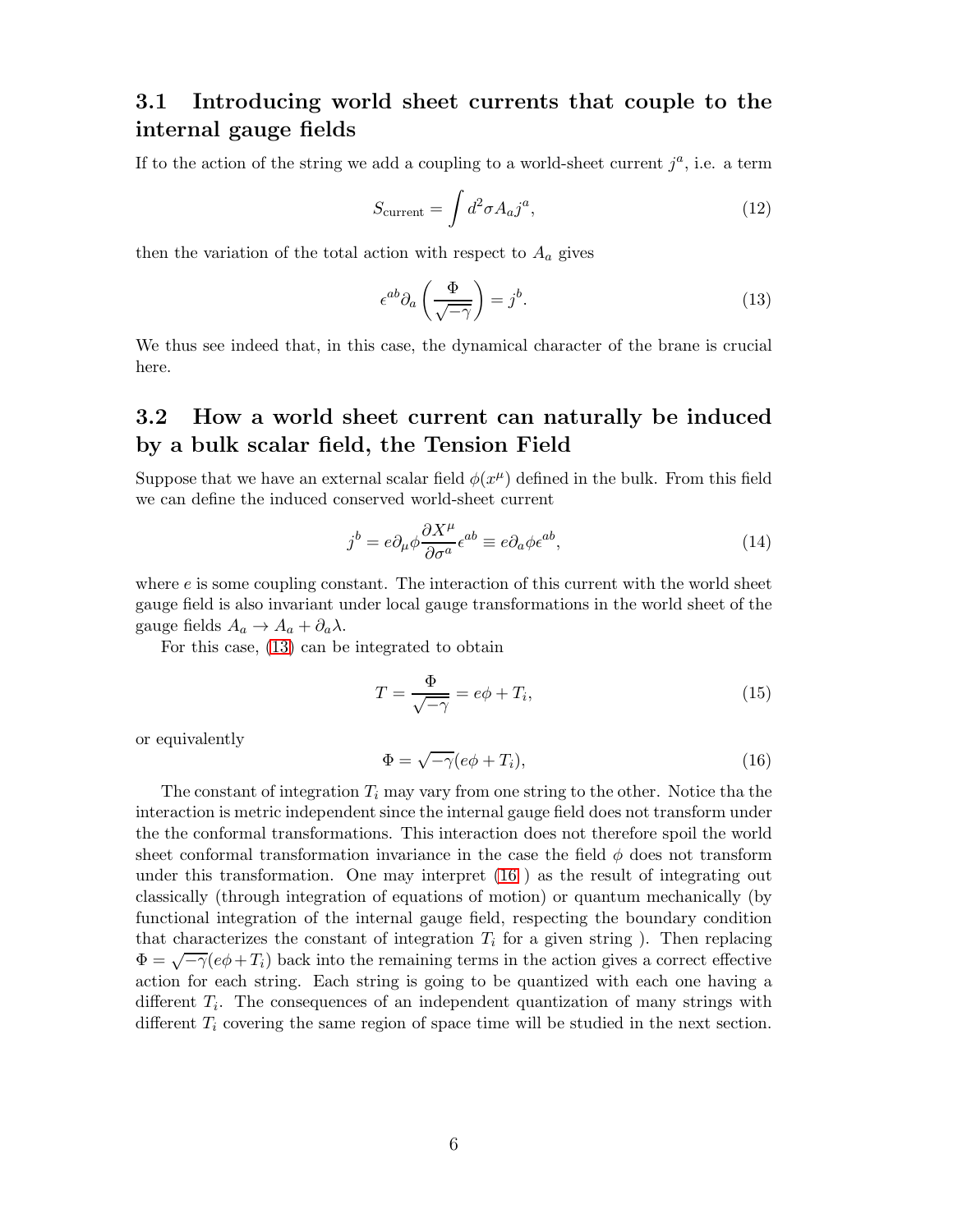### 3.1 Introducing world sheet currents that couple to the internal gauge fields

If to the action of the string we add a coupling to a world-sheet current $j^a$, i.e. a term

$$S_{\text{current}} = \int d^2\sigma A_a j^a, \tag{12}$$

then the variation of the total action with respect to $A_a$ gives

$$\epsilon^{ab}\partial_a\left(\frac{\Phi}{\sqrt{-\gamma}}\right) = j^b. \tag{13}$$

We thus see indeed that, in this case, the dynamical character of the brane is crucial here.

### 3.2 How a world sheet current can naturally be induced by a bulk scalar field, the Tension Field

Suppose that we have an external scalar field $\phi(x^\mu)$ defined in the bulk. From this field we can define the induced conserved world-sheet current

$$j^b = e\partial_\mu\phi\frac{\partial X^\mu}{\partial\sigma^a}\epsilon^{ab} \equiv e\partial_a\phi\epsilon^{ab}, \tag{14}$$

where $e$ is some coupling constant. The interaction of this current with the world sheet gauge field is also invariant under local gauge transformations in the world sheet of the gauge fields $A_a \to A_a + \partial_a\lambda$.

For this case, (13) can be integrated to obtain

$$T = \frac{\Phi}{\sqrt{-\gamma}} = e\phi + T_i, \tag{15}$$

or equivalently

$$\Phi = \sqrt{-\gamma}(e\phi + T_i), \tag{16}$$

The constant of integration $T_i$ may vary from one string to the other. Notice tha the interaction is metric independent since the internal gauge field does not transform under the the conformal transformations. This interaction does not therefore spoil the world sheet conformal transformation invariance in the case the field $\phi$ does not transform under this transformation. One may interpret (16 ) as the result of integrating out classically (through integration of equations of motion) or quantum mechanically (by functional integration of the internal gauge field, respecting the boundary condition that characterizes the constant of integration $T_i$ for a given string ). Then replacing $\Phi = \sqrt{-\gamma}(e\phi + T_i)$ back into the remaining terms in the action gives a correct effective action for each string. Each string is going to be quantized with each one having a different $T_i$. The consequences of an independent quantization of many strings with different $T_i$ covering the same region of space time will be studied in the next section.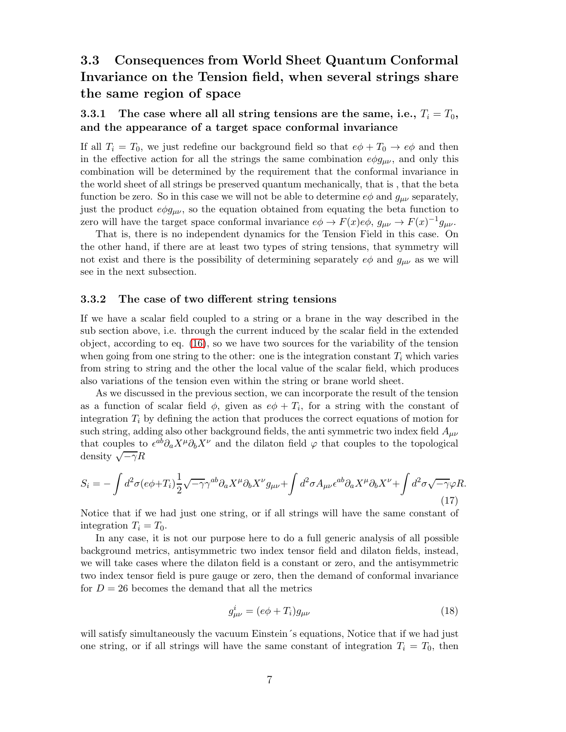### 3.3 Consequences from World Sheet Quantum Conformal Invariance on the Tension field, when several strings share the same region of space

#### 3.3.1 The case where all all string tensions are the same, i.e., $T_i = T_0$, and the appearance of a target space conformal invariance

If all $T_i = T_0$, we just redefine our background field so that $e\phi + T_0 \to e\phi$ and then in the effective action for all the strings the same combination $e\phi g_{\mu\nu}$, and only this combination will be determined by the requirement that the conformal invariance in the world sheet of all strings be preserved quantum mechanically, that is , that the beta function be zero. So in this case we will not be able to determine $e\phi$ and $g_{\mu\nu}$ separately, just the product $e\phi g_{\mu\nu}$, so the equation obtained from equating the beta function to zero will have the target space conformal invariance $e\phi \to F(x)e\phi$, $g_{\mu\nu} \to F(x)^{-1}g_{\mu\nu}$.

That is, there is no independent dynamics for the Tension Field in this case. On the other hand, if there are at least two types of string tensions, that symmetry will not exist and there is the possibility of determining separately $e\phi$ and $g_{\mu\nu}$ as we will see in the next subsection.

#### 3.3.2 The case of two different string tensions

If we have a scalar field coupled to a string or a brane in the way described in the sub section above, i.e. through the current induced by the scalar field in the extended object, according to eq. (16), so we have two sources for the variability of the tension when going from one string to the other: one is the integration constant $T_i$ which varies from string to string and the other the local value of the scalar field, which produces also variations of the tension even within the string or brane world sheet.

As we discussed in the previous section, we can incorporate the result of the tension as a function of scalar field $\phi$, given as $e\phi + T_i$, for a string with the constant of integration $T_i$ by defining the action that produces the correct equations of motion for such string, adding also other background fields, the anti symmetric two index field $A_{\mu\nu}$ that couples to $\epsilon^{ab}\partial_a X^\mu \partial_b X^\nu$ and the dilaton field $\varphi$ that couples to the topological density $\sqrt{-\gamma}R$

$$
S_i = -\int d^2\sigma (e\phi + T_i)\frac{1}{2}\sqrt{-\gamma}\gamma^{ab}\partial_a X^\mu \partial_b X^\nu g_{\mu\nu} + \int d^2\sigma A_{\mu\nu}\epsilon^{ab}\partial_a X^\mu \partial_b X^\nu + \int d^2\sigma \sqrt{-\gamma}\varphi R. \tag{17}
$$

Notice that if we had just one string, or if all strings will have the same constant of integration $T_i = T_0$.

In any case, it is not our purpose here to do a full generic analysis of all possible background metrics, antisymmetric two index tensor field and dilaton fields, instead, we will take cases where the dilaton field is a constant or zero, and the antisymmetric two index tensor field is pure gauge or zero, then the demand of conformal invariance for $D = 26$ becomes the demand that all the metrics

$$
g^i_{\mu\nu} = (e\phi + T_i)g_{\mu\nu} \tag{18}
$$

will satisfy simultaneously the vacuum Einstein´s equations, Notice that if we had just one string, or if all strings will have the same constant of integration $T_i = T_0$, then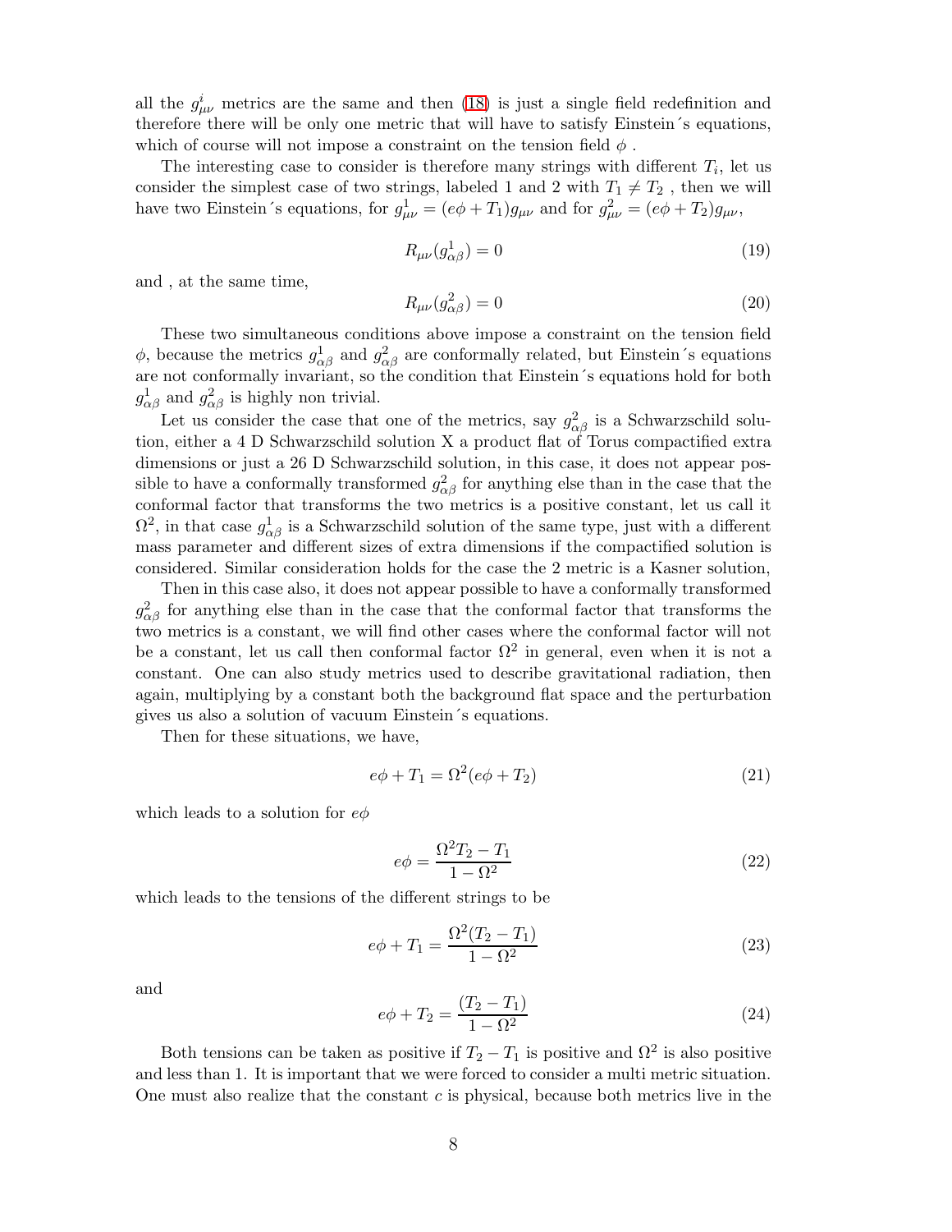all the $g^i_{\mu\nu}$ metrics are the same and then (18) is just a single field redefinition and therefore there will be only one metric that will have to satisfy Einstein´s equations, which of course will not impose a constraint on the tension field $\phi$ .

The interesting case to consider is therefore many strings with different $T_i$, let us consider the simplest case of two strings, labeled 1 and 2 with $T_1 \neq T_2$ , then we will have two Einstein´s equations, for $g^1_{\mu\nu} = (e\phi + T_1)g_{\mu\nu}$ and for $g^2_{\mu\nu} = (e\phi + T_2)g_{\mu\nu}$,

$$R_{\mu\nu}(g^1_{\alpha\beta}) = 0 \tag{19}$$

and , at the same time,

$$R_{\mu\nu}(g^2_{\alpha\beta}) = 0 \tag{20}$$

These two simultaneous conditions above impose a constraint on the tension field $\phi$, because the metrics $g^1_{\alpha\beta}$ and $g^2_{\alpha\beta}$ are conformally related, but Einstein´s equations are not conformally invariant, so the condition that Einstein´s equations hold for both $g^1_{\alpha\beta}$ and $g^2_{\alpha\beta}$ is highly non trivial.

Let us consider the case that one of the metrics, say $g^2_{\alpha\beta}$ is a Schwarzschild solution, either a 4 D Schwarzschild solution X a product flat of Torus compactified extra dimensions or just a 26 D Schwarzschild solution, in this case, it does not appear possible to have a conformally transformed $g^2_{\alpha\beta}$ for anything else than in the case that the conformal factor that transforms the two metrics is a positive constant, let us call it $\Omega^2$, in that case $g^1_{\alpha\beta}$ is a Schwarzschild solution of the same type, just with a different mass parameter and different sizes of extra dimensions if the compactified solution is considered. Similar consideration holds for the case the 2 metric is a Kasner solution,

Then in this case also, it does not appear possible to have a conformally transformed $g^2_{\alpha\beta}$ for anything else than in the case that the conformal factor that transforms the two metrics is a constant, we will find other cases where the conformal factor will not be a constant, let us call then conformal factor $\Omega^2$ in general, even when it is not a constant. One can also study metrics used to describe gravitational radiation, then again, multiplying by a constant both the background flat space and the perturbation gives us also a solution of vacuum Einstein´s equations.

Then for these situations, we have,

$$e\phi + T_1 = \Omega^2(e\phi + T_2) \tag{21}$$

which leads to a solution for $e\phi$

$$e\phi = \frac{\Omega^2 T_2 - T_1}{1 - \Omega^2} \tag{22}$$

which leads to the tensions of the different strings to be

$$e\phi + T_1 = \frac{\Omega^2(T_2 - T_1)}{1 - \Omega^2} \tag{23}$$

and

$$e\phi + T_2 = \frac{(T_2 - T_1)}{1 - \Omega^2} \tag{24}$$

Both tensions can be taken as positive if $T_2 - T_1$ is positive and $\Omega^2$ is also positive and less than 1. It is important that we were forced to consider a multi metric situation. One must also realize that the constant $c$ is physical, because both metrics live in the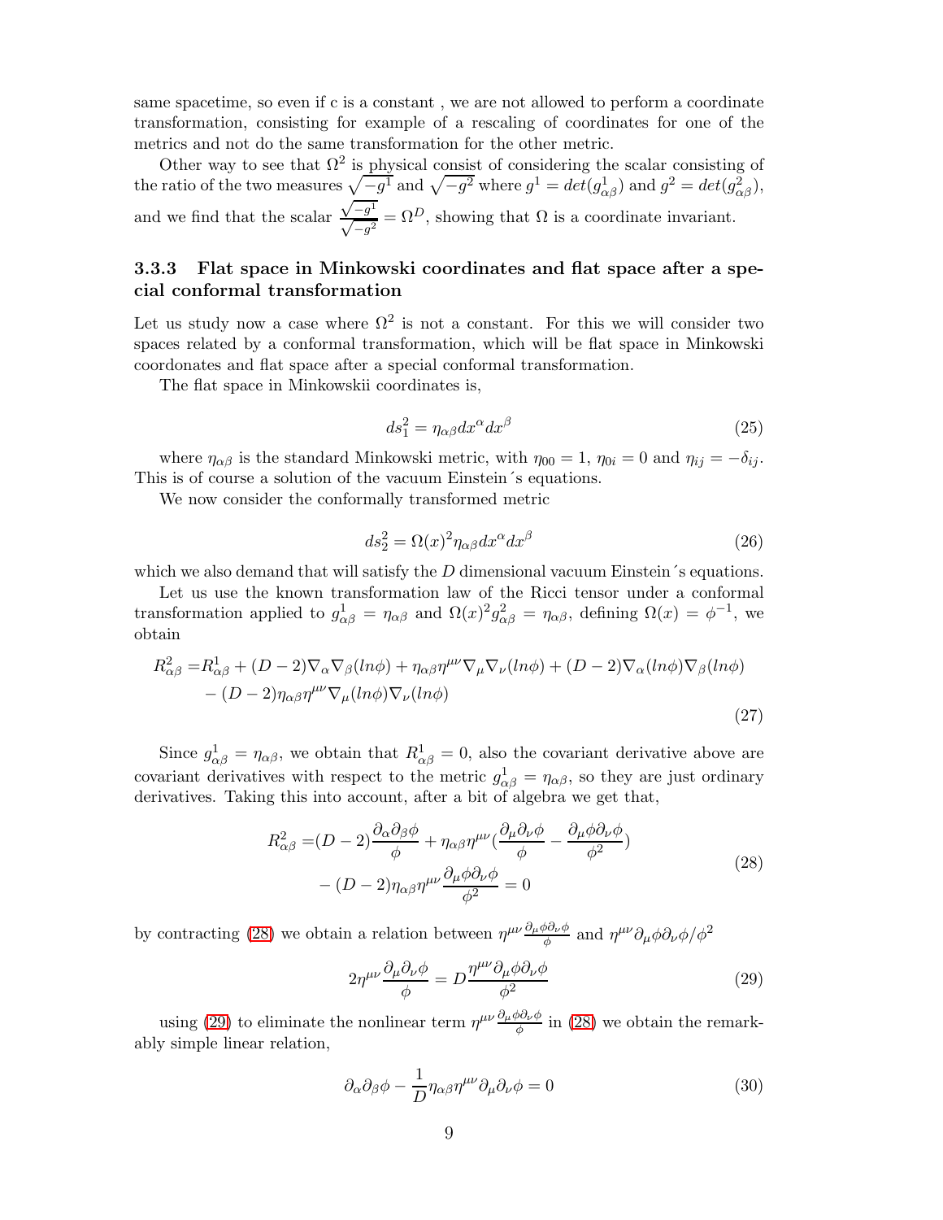same spacetime, so even if c is a constant , we are not allowed to perform a coordinate transformation, consisting for example of a rescaling of coordinates for one of the metrics and not do the same transformation for the other metric.

Other way to see that $\Omega^2$ is physical consist of considering the scalar consisting of the ratio of the two measures $\sqrt{-g^1}$ and $\sqrt{-g^2}$ where $g^1 = det(g^1_{\alpha\beta})$ and $g^2 = det(g^2_{\alpha\beta})$, and we find that the scalar $\frac{\sqrt{-g^1}}{\sqrt{-g^2}} = \Omega^D$, showing that $\Omega$ is a coordinate invariant.

### 3.3.3 Flat space in Minkowski coordinates and flat space after a special conformal transformation

Let us study now a case where $\Omega^2$ is not a constant. For this we will consider two spaces related by a conformal transformation, which will be flat space in Minkowski coordonates and flat space after a special conformal transformation.

The flat space in Minkowskii coordinates is,

$$ds_1^2 = \eta_{\alpha\beta} dx^\alpha dx^\beta \tag{25}$$

where $\eta_{\alpha\beta}$ is the standard Minkowski metric, with $\eta_{00} = 1$, $\eta_{0i} = 0$ and $\eta_{ij} = -\delta_{ij}$. This is of course a solution of the vacuum Einstein´s equations.

We now consider the conformally transformed metric

$$ds_2^2 = \Omega(x)^2 \eta_{\alpha\beta} dx^\alpha dx^\beta \tag{26}$$

which we also demand that will satisfy the $D$ dimensional vacuum Einstein´s equations.

Let us use the known transformation law of the Ricci tensor under a conformal transformation applied to $g^1_{\alpha\beta} = \eta_{\alpha\beta}$ and $\Omega(x)^2 g^2_{\alpha\beta} = \eta_{\alpha\beta}$, defining $\Omega(x) = \phi^{-1}$, we obtain

$$\begin{aligned} R^2_{\alpha\beta} =& R^1_{\alpha\beta} + (D-2)\nabla_\alpha\nabla_\beta(ln\phi) + \eta_{\alpha\beta}\eta^{\mu\nu}\nabla_\mu\nabla_\nu(ln\phi) + (D-2)\nabla_\alpha(ln\phi)\nabla_\beta(ln\phi) \\ &- (D-2)\eta_{\alpha\beta}\eta^{\mu\nu}\nabla_\mu(ln\phi)\nabla_\nu(ln\phi) \end{aligned} \tag{27}$$

Since $g^1_{\alpha\beta} = \eta_{\alpha\beta}$, we obtain that $R^1_{\alpha\beta} = 0$, also the covariant derivative above are covariant derivatives with respect to the metric $g^1_{\alpha\beta} = \eta_{\alpha\beta}$, so they are just ordinary derivatives. Taking this into account, after a bit of algebra we get that,

$$\begin{aligned} R^2_{\alpha\beta} =& (D-2)\frac{\partial_\alpha\partial_\beta\phi}{\phi} + \eta_{\alpha\beta}\eta^{\mu\nu}\left(\frac{\partial_\mu\partial_\nu\phi}{\phi} - \frac{\partial_\mu\phi\partial_\nu\phi}{\phi^2}\right) \\ &- (D-2)\eta_{\alpha\beta}\eta^{\mu\nu}\frac{\partial_\mu\phi\partial_\nu\phi}{\phi^2} = 0 \end{aligned} \tag{28}$$

by contracting (28) we obtain a relation between $\eta^{\mu\nu}\frac{\partial_\mu\phi\partial_\nu\phi}{\phi}$ and $\eta^{\mu\nu}\partial_\mu\phi\partial_\nu\phi/\phi^2$

$$2\eta^{\mu\nu}\frac{\partial_\mu\partial_\nu\phi}{\phi} = D\frac{\eta^{\mu\nu}\partial_\mu\phi\partial_\nu\phi}{\phi^2} \tag{29}$$

using (29) to eliminate the nonlinear term $\eta^{\mu\nu}\frac{\partial_\mu\phi\partial_\nu\phi}{\phi}$ in (28) we obtain the remarkably simple linear relation,

$$\partial_\alpha\partial_\beta\phi - \frac{1}{D}\eta_{\alpha\beta}\eta^{\mu\nu}\partial_\mu\partial_\nu\phi = 0 \tag{30}$$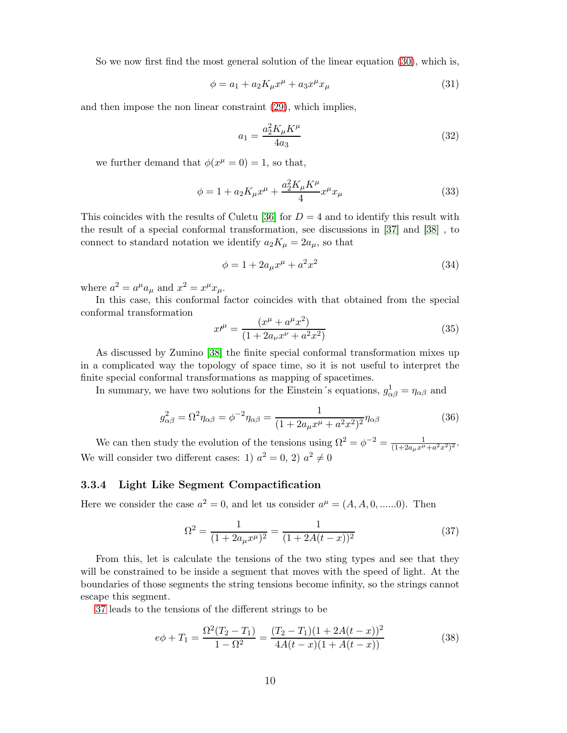So we now first find the most general solution of the linear equation (30), which is,

$$\phi = a_1 + a_2 K_\mu x^\mu + a_3 x^\mu x_\mu \tag{31}$$

and then impose the non linear constraint (29), which implies,

$$a_1 = \frac{a_2^2 K_\mu K^\mu}{4 a_3} \tag{32}$$

we further demand that $\phi(x^\mu = 0) = 1$, so that,

$$\phi = 1 + a_2 K_\mu x^\mu + \frac{a_2^2 K_\mu K^\mu}{4} x^\mu x_\mu \tag{33}$$

This coincides with the results of Culetu [36] for $D = 4$ and to identify this result with the result of a special conformal transformation, see discussions in [37] and [38] , to connect to standard notation we identify $a_2 K_\mu = 2a_\mu$, so that

$$\phi = 1 + 2a_\mu x^\mu + a^2 x^2 \tag{34}$$

where $a^2 = a^\mu a_\mu$ and $x^2 = x^\mu x_\mu$.

In this case, this conformal factor coincides with that obtained from the special conformal transformation

$$x\prime^\mu = \frac{(x^\mu + a^\mu x^2)}{(1 + 2a_\nu x^\nu + a^2 x^2)} \tag{35}$$

As discussed by Zumino [38] the finite special conformal transformation mixes up in a complicated way the topology of space time, so it is not useful to interpret the finite special conformal transformations as mapping of spacetimes.

In summary, we have two solutions for the Einstein´s equations, $g^1_{\alpha\beta} = \eta_{\alpha\beta}$ and

$$g^2_{\alpha\beta} = \Omega^2 \eta_{\alpha\beta} = \phi^{-2} \eta_{\alpha\beta} = \frac{1}{(1 + 2a_\mu x^\mu + a^2 x^2)^2} \eta_{\alpha\beta} \tag{36}$$

We can then study the evolution of the tensions using $\Omega^2 = \phi^{-2} = \frac{1}{(1+2a_\mu x^\mu + a^2 x^2)^2}$. We will consider two different cases: 1) $a^2 = 0$, 2) $a^2 \neq 0$

### 3.3.4 Light Like Segment Compactification

Here we consider the case $a^2 = 0$, and let us consider $a^\mu = (A, A, 0, ......0)$. Then

$$\Omega^2 = \frac{1}{(1 + 2a_\mu x^\mu)^2} = \frac{1}{(1 + 2A(t - x))^2} \tag{37}$$

From this, let is calculate the tensions of the two sting types and see that they will be constrained to be inside a segment that moves with the speed of light. At the boundaries of those segments the string tensions become infinity, so the strings cannot escape this segment.

37 leads to the tensions of the different strings to be

$$e\phi + T_1 = \frac{\Omega^2 (T_2 - T_1)}{1 - \Omega^2} = \frac{(T_2 - T_1)(1 + 2A(t - x))^2}{4A(t - x)(1 + A(t - x))} \tag{38}$$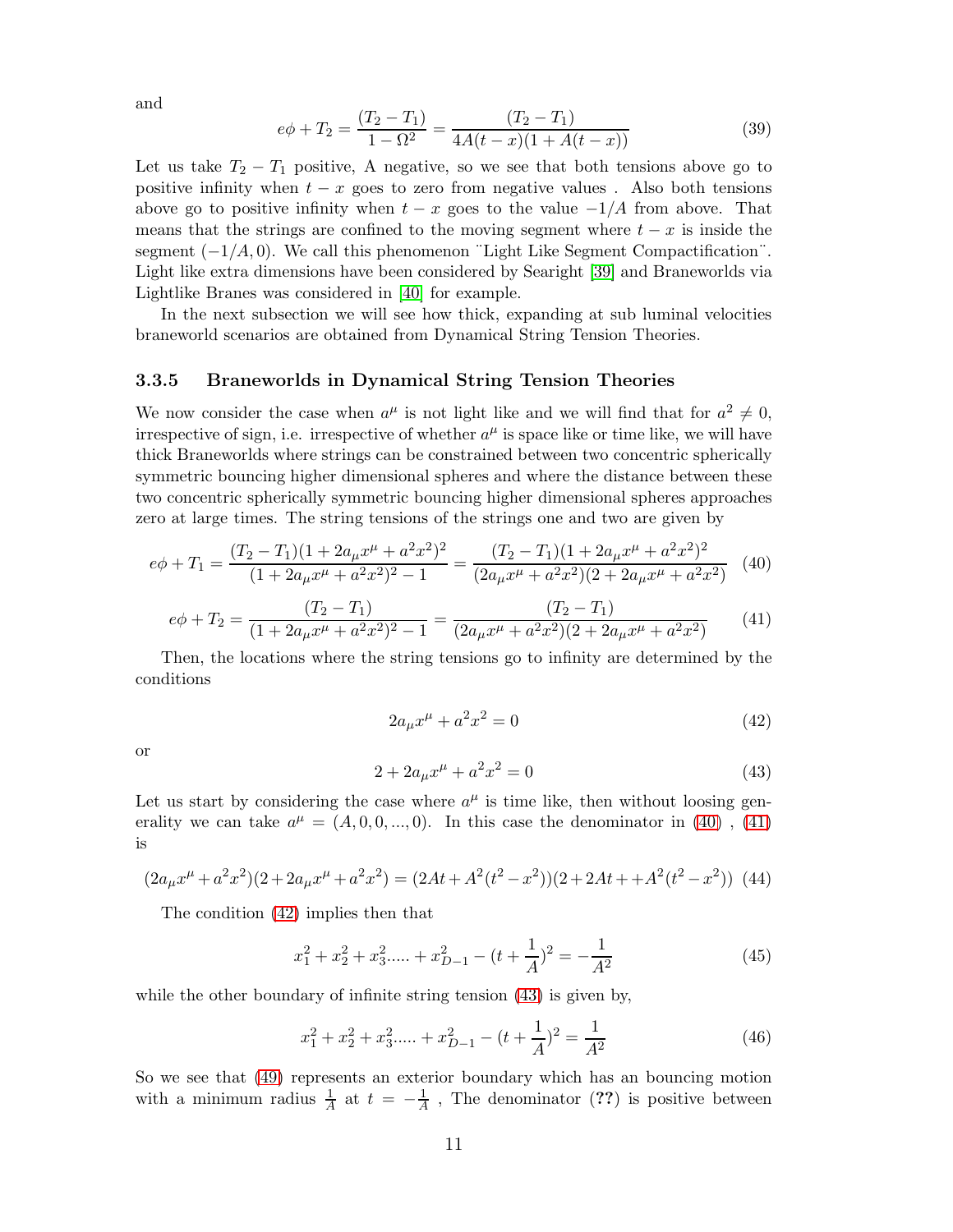and

$$e\phi + T_2 = \frac{(T_2 - T_1)}{1 - \Omega^2} = \frac{(T_2 - T_1)}{4A(t-x)(1 + A(t-x))} \tag{39}$$

Let us take $T_2 - T_1$ positive, A negative, so we see that both tensions above go to positive infinity when $t - x$ goes to zero from negative values . Also both tensions above go to positive infinity when $t - x$ goes to the value $-1/A$ from above. That means that the strings are confined to the moving segment where $t - x$ is inside the segment $(-1/A, 0)$. We call this phenomenon ¨Light Like Segment Compactification¨. Light like extra dimensions have been considered by Searight [39] and Braneworlds via Lightlike Branes was considered in [40] for example.

In the next subsection we will see how thick, expanding at sub luminal velocities braneworld scenarios are obtained from Dynamical String Tension Theories.

### 3.3.5 Braneworlds in Dynamical String Tension Theories

We now consider the case when $a^\mu$ is not light like and we will find that for $a^2 \neq 0$, irrespective of sign, i.e. irrespective of whether $a^\mu$ is space like or time like, we will have thick Braneworlds where strings can be constrained between two concentric spherically symmetric bouncing higher dimensional spheres and where the distance between these two concentric spherically symmetric bouncing higher dimensional spheres approaches zero at large times. The string tensions of the strings one and two are given by

$$e\phi + T_1 = \frac{(T_2 - T_1)(1 + 2a_\mu x^\mu + a^2x^2)^2}{(1 + 2a_\mu x^\mu + a^2x^2)^2 - 1} = \frac{(T_2 - T_1)(1 + 2a_\mu x^\mu + a^2x^2)^2}{(2a_\mu x^\mu + a^2x^2)(2 + 2a_\mu x^\mu + a^2x^2)} \tag{40}$$

$$e\phi + T_2 = \frac{(T_2 - T_1)}{(1 + 2a_\mu x^\mu + a^2x^2)^2 - 1} = \frac{(T_2 - T_1)}{(2a_\mu x^\mu + a^2x^2)(2 + 2a_\mu x^\mu + a^2x^2)} \tag{41}$$

Then, the locations where the string tensions go to infinity are determined by the conditions

$$2a_\mu x^\mu + a^2x^2 = 0 \tag{42}$$

or

$$2 + 2a_\mu x^\mu + a^2x^2 = 0 \tag{43}$$

Let us start by considering the case where $a^\mu$ is time like, then without loosing generality we can take $a^\mu = (A, 0, 0, ..., 0)$. In this case the denominator in (40) , (41) is

$$(2a_\mu x^\mu + a^2x^2)(2 + 2a_\mu x^\mu + a^2x^2) = (2At + A^2(t^2 - x^2))(2 + 2At + +A^2(t^2 - x^2)) \tag{44}$$

The condition (42) implies then that

$$x_1^2 + x_2^2 + x_3^2 ..... + x_{D-1}^2 - (t + \frac{1}{A})^2 = -\frac{1}{A^2} \tag{45}$$

while the other boundary of infinite string tension (43) is given by,

$$x_1^2 + x_2^2 + x_3^2 ..... + x_{D-1}^2 - (t + \frac{1}{A})^2 = \frac{1}{A^2} \tag{46}$$

So we see that (49) represents an exterior boundary which has an bouncing motion with a minimum radius $\frac{1}{A}$ at $t = -\frac{1}{A}$ , The denominator (**??**) is positive between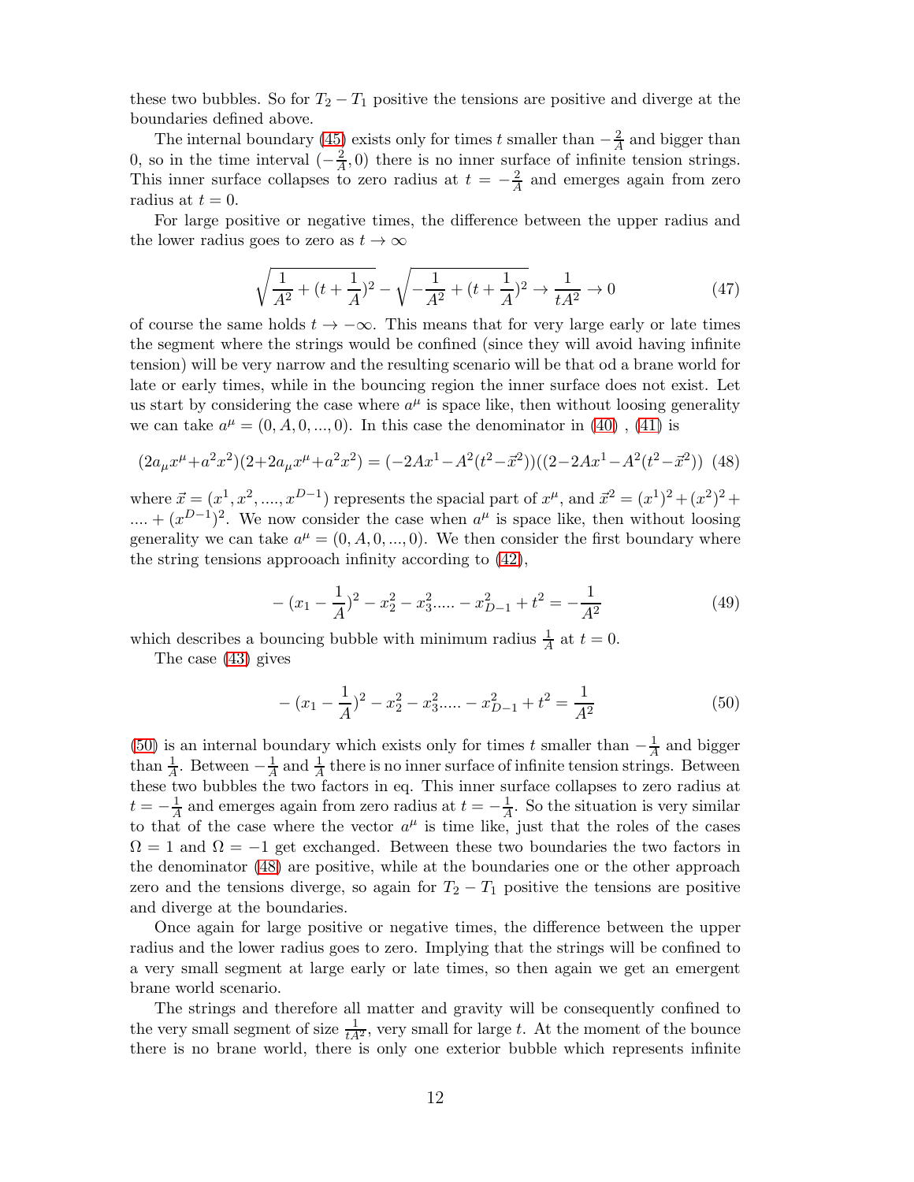these two bubbles. So for $T_2 - T_1$ positive the tensions are positive and diverge at the boundaries defined above.

The internal boundary (45) exists only for times $t$ smaller than $-\frac{2}{A}$ and bigger than 0, so in the time interval $(-\frac{2}{A}, 0)$ there is no inner surface of infinite tension strings. This inner surface collapses to zero radius at $t = -\frac{2}{A}$ and emerges again from zero radius at $t = 0$.

For large positive or negative times, the difference between the upper radius and the lower radius goes to zero as $t \to \infty$

$$\sqrt{\frac{1}{A^2} + (t + \frac{1}{A})^2} - \sqrt{-\frac{1}{A^2} + (t + \frac{1}{A})^2} \to \frac{1}{tA^2} \to 0 \tag{47}$$

of course the same holds $t \to -\infty$. This means that for very large early or late times the segment where the strings would be confined (since they will avoid having infinite tension) will be very narrow and the resulting scenario will be that od a brane world for late or early times, while in the bouncing region the inner surface does not exist. Let us start by considering the case where $a^\mu$ is space like, then without loosing generality we can take $a^\mu = (0, A, 0, ..., 0)$. In this case the denominator in (40) , (41) is

$$(2a_\mu x^\mu + a^2 x^2)(2 + 2a_\mu x^\mu + a^2 x^2) = (-2Ax^1 - A^2(t^2 - \vec{x}^2))((2 - 2Ax^1 - A^2(t^2 - \vec{x}^2)) \tag{48}$$

where $\vec{x} = (x^1, x^2, ...., x^{D-1})$ represents the spacial part of $x^\mu$, and $\vec{x}^2 = (x^1)^2 + (x^2)^2 + .... + (x^{D-1})^2$. We now consider the case when $a^\mu$ is space like, then without loosing generality we can take $a^\mu = (0, A, 0, ..., 0)$. We then consider the first boundary where the string tensions approoach infinity according to (42),

$$-(x_1 - \frac{1}{A})^2 - x_2^2 - x_3^2 ..... - x_{D-1}^2 + t^2 = -\frac{1}{A^2} \tag{49}$$

which describes a bouncing bubble with minimum radius $\frac{1}{A}$ at $t = 0$.

The case (43) gives

$$-(x_1 - \frac{1}{A})^2 - x_2^2 - x_3^2 ..... - x_{D-1}^2 + t^2 = \frac{1}{A^2} \tag{50}$$

(50) is an internal boundary which exists only for times $t$ smaller than $-\frac{1}{A}$ and bigger than $\frac{1}{A}$. Between $-\frac{1}{A}$ and $\frac{1}{A}$ there is no inner surface of infinite tension strings. Between these two bubbles the two factors in eq. This inner surface collapses to zero radius at $t = -\frac{1}{A}$ and emerges again from zero radius at $t = -\frac{1}{A}$. So the situation is very similar to that of the case where the vector $a^\mu$ is time like, just that the roles of the cases $\Omega = 1$ and $\Omega = -1$ get exchanged. Between these two boundaries the two factors in the denominator (48) are positive, while at the boundaries one or the other approach zero and the tensions diverge, so again for $T_2 - T_1$ positive the tensions are positive and diverge at the boundaries.

Once again for large positive or negative times, the difference between the upper radius and the lower radius goes to zero. Implying that the strings will be confined to a very small segment at large early or late times, so then again we get an emergent brane world scenario.

The strings and therefore all matter and gravity will be consequently confined to the very small segment of size $\frac{1}{tA^2}$, very small for large $t$. At the moment of the bounce there is no brane world, there is only one exterior bubble which represents infinite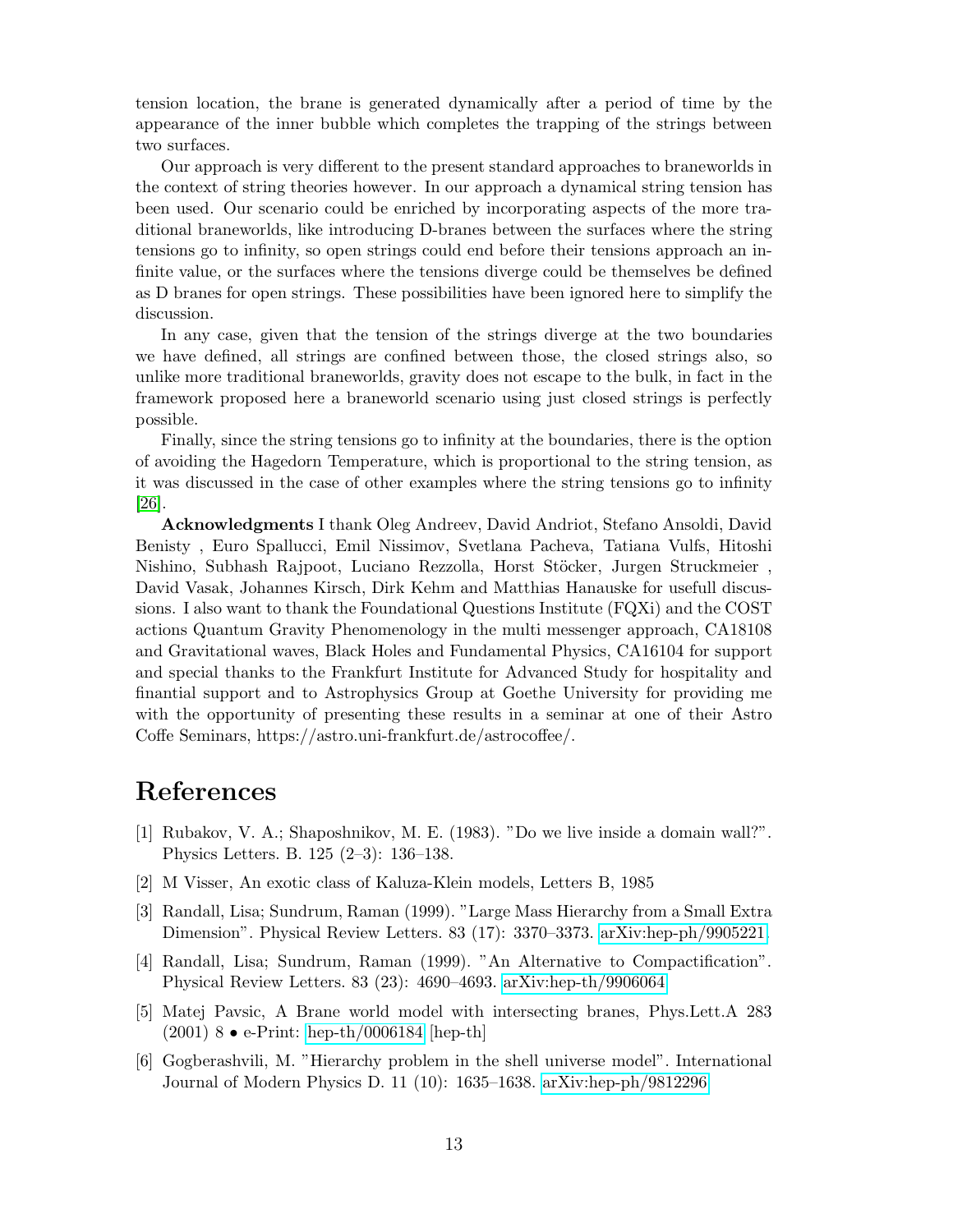tension location, the brane is generated dynamically after a period of time by the appearance of the inner bubble which completes the trapping of the strings between two surfaces.

Our approach is very different to the present standard approaches to braneworlds in the context of string theories however. In our approach a dynamical string tension has been used. Our scenario could be enriched by incorporating aspects of the more traditional braneworlds, like introducing D-branes between the surfaces where the string tensions go to infinity, so open strings could end before their tensions approach an infinite value, or the surfaces where the tensions diverge could be themselves be defined as D branes for open strings. These possibilities have been ignored here to simplify the discussion.

In any case, given that the tension of the strings diverge at the two boundaries we have defined, all strings are confined between those, the closed strings also, so unlike more traditional braneworlds, gravity does not escape to the bulk, in fact in the framework proposed here a braneworld scenario using just closed strings is perfectly possible.

Finally, since the string tensions go to infinity at the boundaries, there is the option of avoiding the Hagedorn Temperature, which is proportional to the string tension, as it was discussed in the case of other examples where the string tensions go to infinity [26].

**Acknowledgments** I thank Oleg Andreev, David Andriot, Stefano Ansoldi, David Benisty , Euro Spallucci, Emil Nissimov, Svetlana Pacheva, Tatiana Vulfs, Hitoshi Nishino, Subhash Rajpoot, Luciano Rezzolla, Horst Stöcker, Jurgen Struckmeier , David Vasak, Johannes Kirsch, Dirk Kehm and Matthias Hanauske for usefull discussions. I also want to thank the Foundational Questions Institute (FQXi) and the COST actions Quantum Gravity Phenomenology in the multi messenger approach, CA18108 and Gravitational waves, Black Holes and Fundamental Physics, CA16104 for support and special thanks to the Frankfurt Institute for Advanced Study for hospitality and finantial support and to Astrophysics Group at Goethe University for providing me with the opportunity of presenting these results in a seminar at one of their Astro Coffe Seminars, https://astro.uni-frankfurt.de/astrocoffee/.

# References

[1] Rubakov, V. A.; Shaposhnikov, M. E. (1983). "Do we live inside a domain wall?". Physics Letters. B. 125 (2–3): 136–138.

[2] M Visser, An exotic class of Kaluza-Klein models, Letters B, 1985

[3] Randall, Lisa; Sundrum, Raman (1999). "Large Mass Hierarchy from a Small Extra Dimension". Physical Review Letters. 83 (17): 3370–3373. arXiv:hep-ph/9905221.

[4] Randall, Lisa; Sundrum, Raman (1999). "An Alternative to Compactification". Physical Review Letters. 83 (23): 4690–4693. arXiv:hep-th/9906064

[5] Matej Pavsic, A Brane world model with intersecting branes, Phys.Lett.A 283 (2001) 8 • e-Print: hep-th/0006184 [hep-th]

[6] Gogberashvili, M. "Hierarchy problem in the shell universe model". International Journal of Modern Physics D. 11 (10): 1635–1638. arXiv:hep-ph/9812296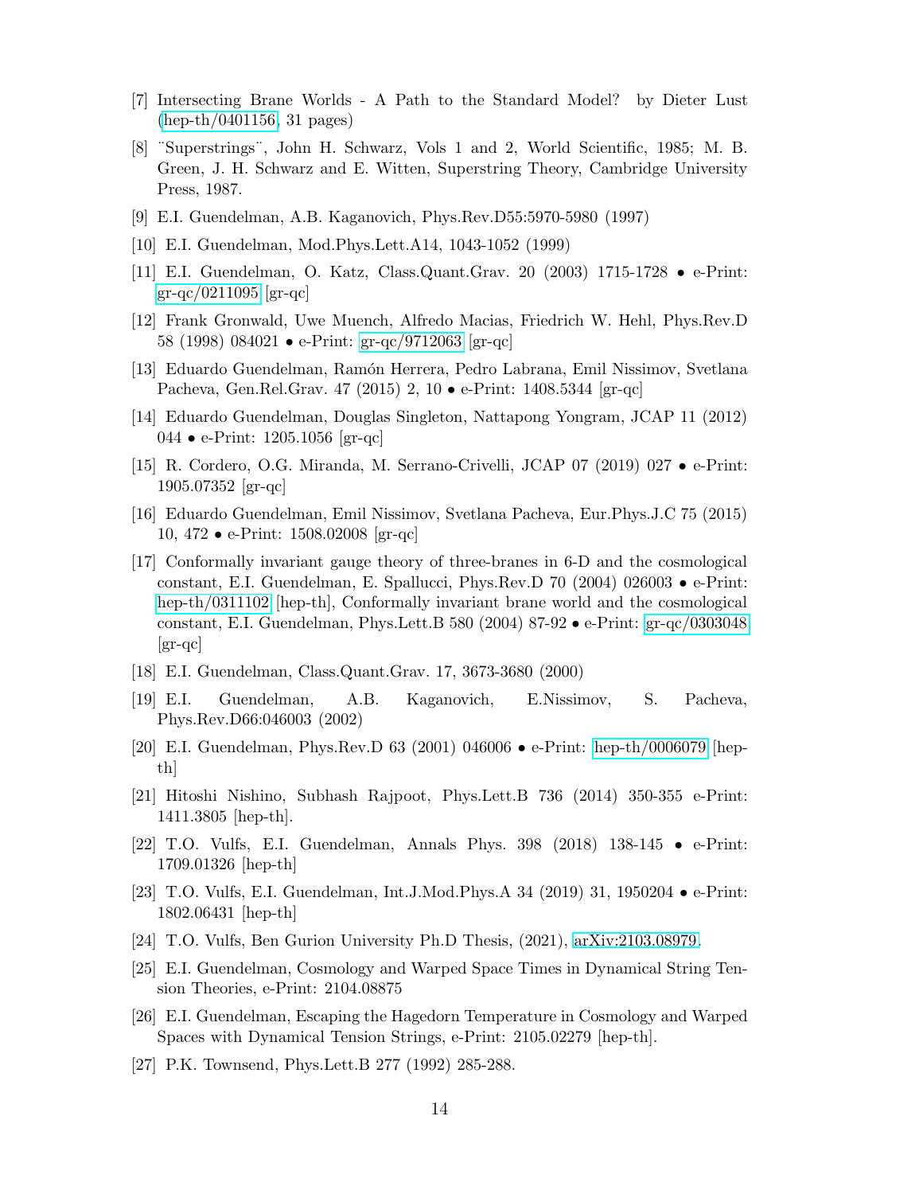[7] Intersecting Brane Worlds - A Path to the Standard Model? by Dieter Lust (hep-th/0401156, 31 pages)

[8] ¨Superstrings¨, John H. Schwarz, Vols 1 and 2, World Scientific, 1985; M. B. Green, J. H. Schwarz and E. Witten, Superstring Theory, Cambridge University Press, 1987.

[9] E.I. Guendelman, A.B. Kaganovich, Phys.Rev.D55:5970-5980 (1997)

[10] E.I. Guendelman, Mod.Phys.Lett.A14, 1043-1052 (1999)

[11] E.I. Guendelman, O. Katz, Class.Quant.Grav. 20 (2003) 1715-1728 • e-Print: gr-qc/0211095 [gr-qc]

[12] Frank Gronwald, Uwe Muench, Alfredo Macias, Friedrich W. Hehl, Phys.Rev.D 58 (1998) 084021 • e-Print: gr-qc/9712063 [gr-qc]

[13] Eduardo Guendelman, Ramón Herrera, Pedro Labrana, Emil Nissimov, Svetlana Pacheva, Gen.Rel.Grav. 47 (2015) 2, 10 • e-Print: 1408.5344 [gr-qc]

[14] Eduardo Guendelman, Douglas Singleton, Nattapong Yongram, JCAP 11 (2012) 044 • e-Print: 1205.1056 [gr-qc]

[15] R. Cordero, O.G. Miranda, M. Serrano-Crivelli, JCAP 07 (2019) 027 • e-Print: 1905.07352 [gr-qc]

[16] Eduardo Guendelman, Emil Nissimov, Svetlana Pacheva, Eur.Phys.J.C 75 (2015) 10, 472 • e-Print: 1508.02008 [gr-qc]

[17] Conformally invariant gauge theory of three-branes in 6-D and the cosmological constant, E.I. Guendelman, E. Spallucci, Phys.Rev.D 70 (2004) 026003 • e-Print: hep-th/0311102 [hep-th], Conformally invariant brane world and the cosmological constant, E.I. Guendelman, Phys.Lett.B 580 (2004) 87-92 • e-Print: gr-qc/0303048 [gr-qc]

[18] E.I. Guendelman, Class.Quant.Grav. 17, 3673-3680 (2000)

[19] E.I. Guendelman, A.B. Kaganovich, E.Nissimov, S. Pacheva, Phys.Rev.D66:046003 (2002)

[20] E.I. Guendelman, Phys.Rev.D 63 (2001) 046006 • e-Print: hep-th/0006079 [hep-th]

[21] Hitoshi Nishino, Subhash Rajpoot, Phys.Lett.B 736 (2014) 350-355 e-Print: 1411.3805 [hep-th].

[22] T.O. Vulfs, E.I. Guendelman, Annals Phys. 398 (2018) 138-145 • e-Print: 1709.01326 [hep-th]

[23] T.O. Vulfs, E.I. Guendelman, Int.J.Mod.Phys.A 34 (2019) 31, 1950204 • e-Print: 1802.06431 [hep-th]

[24] T.O. Vulfs, Ben Gurion University Ph.D Thesis, (2021), arXiv:2103.08979.

[25] E.I. Guendelman, Cosmology and Warped Space Times in Dynamical String Tension Theories, e-Print: 2104.08875

[26] E.I. Guendelman, Escaping the Hagedorn Temperature in Cosmology and Warped Spaces with Dynamical Tension Strings, e-Print: 2105.02279 [hep-th].

[27] P.K. Townsend, Phys.Lett.B 277 (1992) 285-288.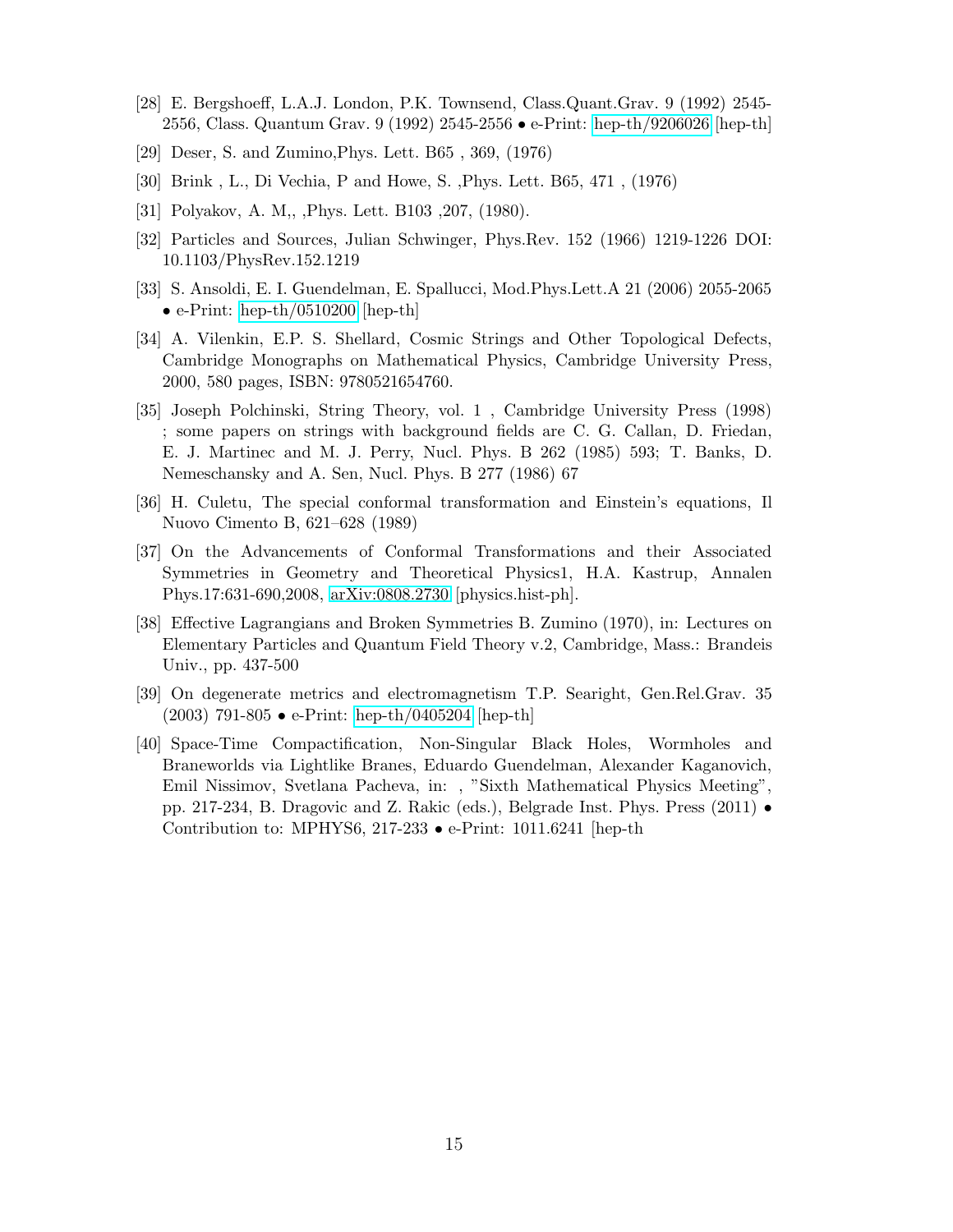[28] E. Bergshoeff, L.A.J. London, P.K. Townsend, Class.Quant.Grav. 9 (1992) 2545-2556, Class. Quantum Grav. 9 (1992) 2545-2556 • e-Print: hep-th/9206026 [hep-th]

[29] Deser, S. and Zumino,Phys. Lett. B65 , 369, (1976)

[30] Brink , L., Di Vechia, P and Howe, S. ,Phys. Lett. B65, 471 , (1976)

[31] Polyakov, A. M,, ,Phys. Lett. B103 ,207, (1980).

[32] Particles and Sources, Julian Schwinger, Phys.Rev. 152 (1966) 1219-1226 DOI: 10.1103/PhysRev.152.1219

[33] S. Ansoldi, E. I. Guendelman, E. Spallucci, Mod.Phys.Lett.A 21 (2006) 2055-2065 • e-Print: hep-th/0510200 [hep-th]

[34] A. Vilenkin, E.P. S. Shellard, Cosmic Strings and Other Topological Defects, Cambridge Monographs on Mathematical Physics, Cambridge University Press, 2000, 580 pages, ISBN: 9780521654760.

[35] Joseph Polchinski, String Theory, vol. 1 , Cambridge University Press (1998) ; some papers on strings with background fields are C. G. Callan, D. Friedan, E. J. Martinec and M. J. Perry, Nucl. Phys. B 262 (1985) 593; T. Banks, D. Nemeschansky and A. Sen, Nucl. Phys. B 277 (1986) 67

[36] H. Culetu, The special conformal transformation and Einstein's equations, Il Nuovo Cimento B, 621–628 (1989)

[37] On the Advancements of Conformal Transformations and their Associated Symmetries in Geometry and Theoretical Physics1, H.A. Kastrup, Annalen Phys.17:631-690,2008, arXiv:0808.2730 [physics.hist-ph].

[38] Effective Lagrangians and Broken Symmetries B. Zumino (1970), in: Lectures on Elementary Particles and Quantum Field Theory v.2, Cambridge, Mass.: Brandeis Univ., pp. 437-500

[39] On degenerate metrics and electromagnetism T.P. Searight, Gen.Rel.Grav. 35 (2003) 791-805 • e-Print: hep-th/0405204 [hep-th]

[40] Space-Time Compactification, Non-Singular Black Holes, Wormholes and Braneworlds via Lightlike Branes, Eduardo Guendelman, Alexander Kaganovich, Emil Nissimov, Svetlana Pacheva, in: , "Sixth Mathematical Physics Meeting", pp. 217-234, B. Dragovic and Z. Rakic (eds.), Belgrade Inst. Phys. Press (2011) • Contribution to: MPHYS6, 217-233 • e-Print: 1011.6241 [hep-th